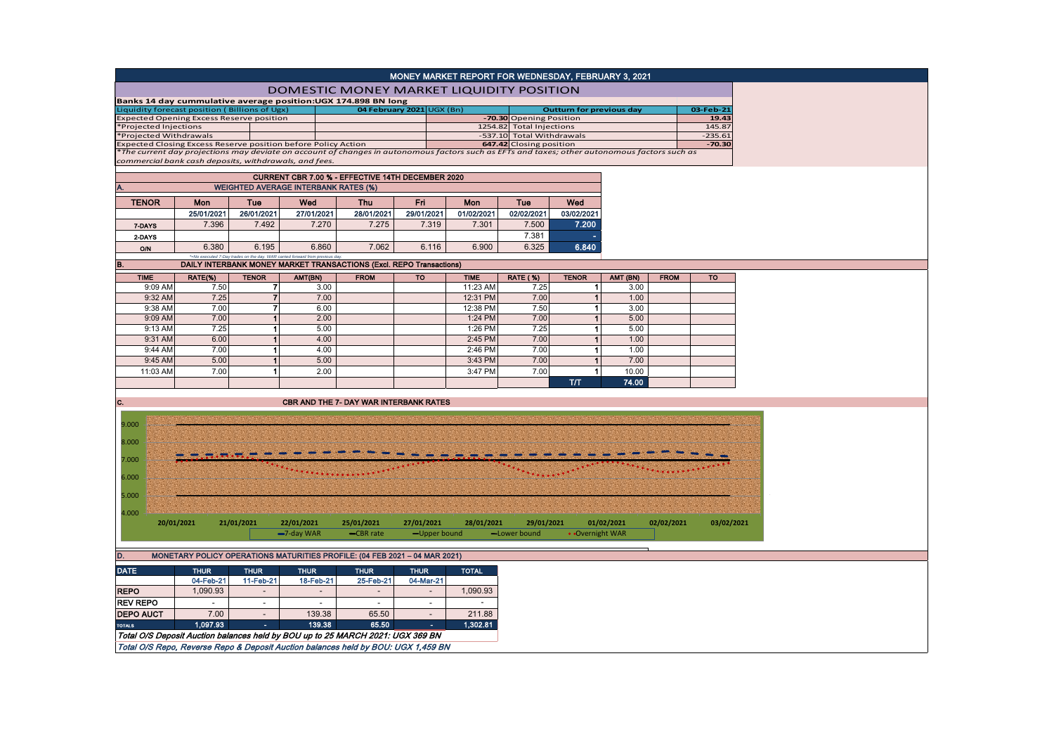# MONEY MARKET REPORT FOR WEDNESDAY, FEBRUARY 3, 2021

## DOMESTIC MONEY MARKET LIQUIDITY POSITION

**Banks 14 day cummulative average position:UGX 174.898 BN long**

| Liquidity forecast position ( Billions of Ugx) | 04 February 2021 UGX (Bn) | Outturn for previous day | 03-Feb-21 |
|---|---|---|---|
| Expected Opening Excess Reserve position | -70.30 | Opening Position | 19.43 |
| *Projected Injections | 1254.82 | Total Injections | 145.87 |
| *Projected Withdrawals | -537.10 | Total Withdrawals | -235.61 |
| Expected Closing Excess Reserve position before Policy Action | 647.42 | Closing position | -70.30 |

*The current day projections may deviate on account of changes in autonomous factors such as EFTs and taxes; other autonomous factors such as commercial bank cash deposits, withdrawals, and fees.*

**CURRENT CBR 7.00 % - EFFECTIVE 14TH DECEMBER 2020**

### A. WEIGHTED AVERAGE INTERBANK RATES (%)

| TENOR | Mon | Tue | Wed | Thu | Fri | Mon | Tue | Wed |
|---|---|---|---|---|---|---|---|---|
| | 25/01/2021 | 26/01/2021 | 27/01/2021 | 28/01/2021 | 29/01/2021 | 01/02/2021 | 02/02/2021 | 03/02/2021 |
| 7-DAYS | 7.396 | 7.492 | 7.270 | 7.275 | 7.319 | 7.301 | 7.500 | 7.200 |
| 2-DAYS | | | | | | | 7.381 | - |
| O/N | 6.380 | 6.195 | 6.860 | 7.062 | 6.116 | 6.900 | 6.325 | 6.840 |

*=No executed 7-Day trades on the day. WAR carried forward from previous day.

### B. DAILY INTERBANK MONEY MARKET TRANSACTIONS (Excl. REPO Transactions)

| TIME | RATE(%) | TENOR | AMT(BN) | FROM | TO | TIME | RATE (%) | TENOR | AMT (BN) | FROM | TO |
|---|---|---|---|---|---|---|---|---|---|---|---|
| 9:09 AM | 7.50 | 7 | 3.00 | | | 11:23 AM | 7.25 | 1 | 3.00 | | |
| 9:32 AM | 7.25 | 7 | 7.00 | | | 12:31 PM | 7.00 | 1 | 1.00 | | |
| 9:38 AM | 7.00 | 7 | 6.00 | | | 12:38 PM | 7.50 | 1 | 3.00 | | |
| 9:09 AM | 7.00 | 1 | 2.00 | | | 1:24 PM | 7.00 | 1 | 5.00 | | |
| 9:13 AM | 7.25 | 1 | 5.00 | | | 1:26 PM | 7.25 | 1 | 5.00 | | |
| 9:31 AM | 6.00 | 1 | 4.00 | | | 2:45 PM | 7.00 | 1 | 1.00 | | |
| 9:44 AM | 7.00 | 1 | 4.00 | | | 2:46 PM | 7.00 | 1 | 1.00 | | |
| 9:45 AM | 5.00 | 1 | 5.00 | | | 3:43 PM | 7.00 | 1 | 7.00 | | |
| 11:03 AM | 7.00 | 1 | 2.00 | | | 3:47 PM | 7.00 | 1 | 10.00 | | |
| | | | | | | | | T/T | 74.00 | | |

### C. CBR AND THE 7- DAY WAR INTERBANK RATES

Legend: 7-day WAR, CBR rate, Upper bound, Lower bound, Overnight WAR

### D. MONETARY POLICY OPERATIONS MATURITIES PROFILE: (04 FEB 2021 – 04 MAR 2021)

| DATE | THUR | THUR | THUR | THUR | THUR | TOTAL |
|---|---|---|---|---|---|---|
| | 04-Feb-21 | 11-Feb-21 | 18-Feb-21 | 25-Feb-21 | 04-Mar-21 | |
| REPO | 1,090.93 | - | - | - | - | 1,090.93 |
| REV REPO | - | - | - | - | - | - |
| DEPO AUCT | 7.00 | - | 139.38 | 65.50 | - | 211.88 |
| TOTALS | 1,097.93 | - | 139.38 | 65.50 | - | 1,302.81 |

*Total O/S Deposit Auction balances held by BOU up to 25 MARCH 2021: UGX 369 BN*

*Total O/S Repo, Reverse Repo & Deposit Auction balances held by BOU: UGX 1,459 BN*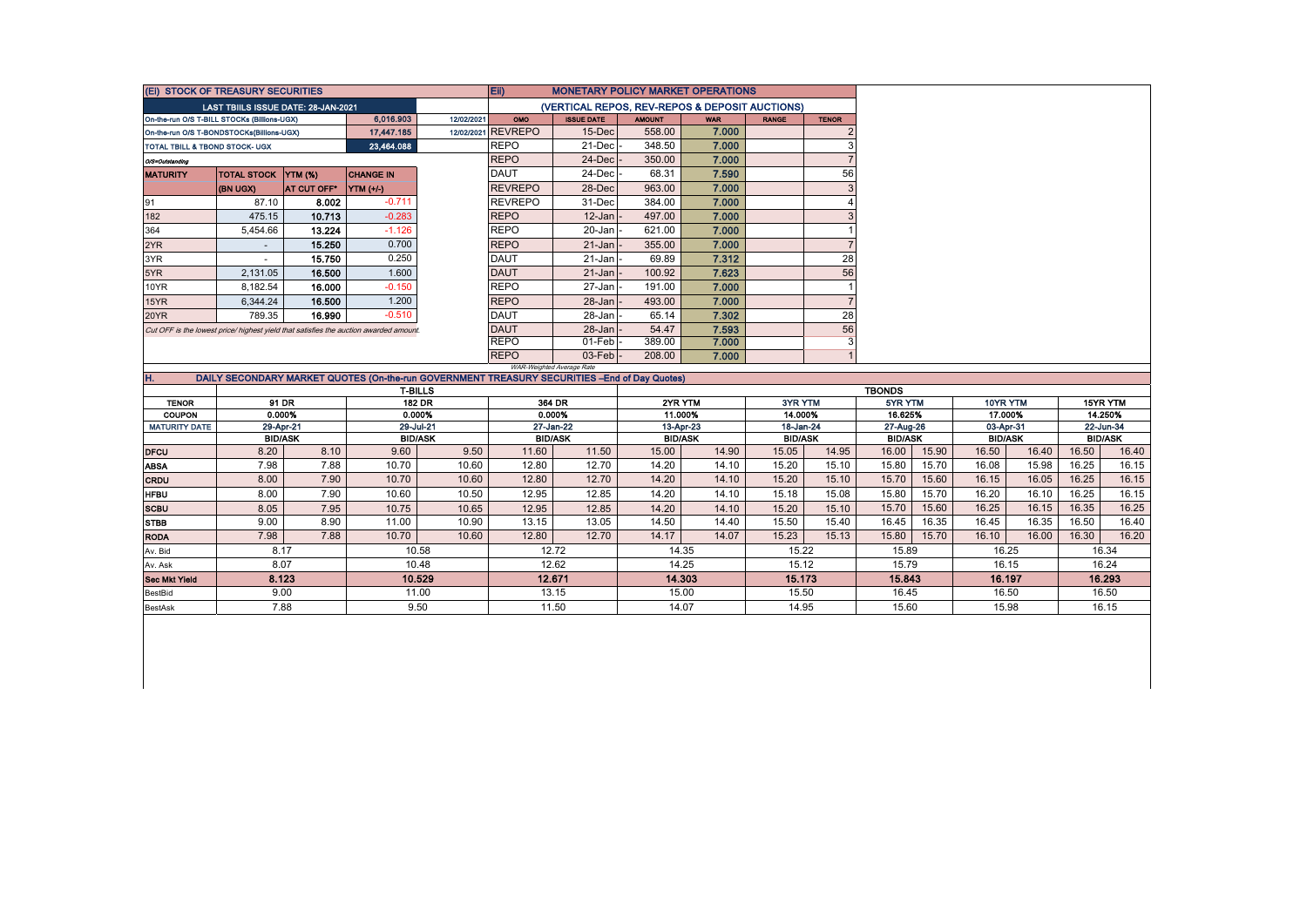## (Ei) STOCK OF TREASURY SECURITIES

| LAST TBIILS ISSUE DATE: 28-JAN-2021 | | | | |
|---|---|---|---|---|
| On-the-run O/S T-BILL STOCKs (Billions-UGX) | | | 6,016.903 | 12/02/2021 |
| On-the-run O/S T-BONDSTOCKs(Billions-UGX) | | | 17,447.185 | 12/02/2021 |
| TOTAL TBILL & TBOND STOCK- UGX | | | 23,464.088 | |

*O/S=Outstanding*

| MATURITY | TOTAL STOCK (BN UGX) | YTM (%) AT CUT OFF* | CHANGE IN YTM (+/-) |
|---|---|---|---|
| 91 | 87.10 | 8.002 | -0.711 |
| 182 | 475.15 | 10.713 | -0.283 |
| 364 | 5,454.66 | 13.224 | -1.126 |
| 2YR | - | 15.250 | 0.700 |
| 3YR | - | 15.750 | 0.250 |
| 5YR | 2,131.05 | 16.500 | 1.600 |
| 10YR | 8,182.54 | 16.000 | -0.150 |
| 15YR | 6,344.24 | 16.500 | 1.200 |
| 20YR | 789.35 | 16.990 | -0.510 |

*Cut OFF is the lowest price/ highest yield that satisfies the auction awarded amount.*

## Eii) MONETARY POLICY MARKET OPERATIONS

### (VERTICAL REPOS, REV-REPOS & DEPOSIT AUCTIONS)

| OMO | ISSUE DATE | AMOUNT | WAR | RANGE | TENOR |
|---|---|---|---|---|---|
| REVREPO | 15-Dec | 558.00 | 7.000 | | 2 |
| REPO | 21-Dec | 348.50 | 7.000 | | 3 |
| REPO | 24-Dec | 350.00 | 7.000 | | 7 |
| DAUT | 24-Dec | 68.31 | 7.590 | | 56 |
| REVREPO | 28-Dec | 963.00 | 7.000 | | 3 |
| REVREPO | 31-Dec | 384.00 | 7.000 | | 4 |
| REPO | 12-Jan | 497.00 | 7.000 | | 3 |
| REPO | 20-Jan | 621.00 | 7.000 | | 1 |
| REPO | 21-Jan | 355.00 | 7.000 | | 7 |
| DAUT | 21-Jan | 69.89 | 7.312 | | 28 |
| DAUT | 21-Jan | 100.92 | 7.623 | | 56 |
| REPO | 27-Jan | 191.00 | 7.000 | | 1 |
| REPO | 28-Jan | 493.00 | 7.000 | | 7 |
| DAUT | 28-Jan | 65.14 | 7.302 | | 28 |
| DAUT | 28-Jan | 54.47 | 7.593 | | 56 |
| REPO | 01-Feb | 389.00 | 7.000 | | 3 |
| REPO | 03-Feb | 208.00 | 7.000 | | 1 |

*WAR-Weighted Average Rate*

## H. DAILY SECONDARY MARKET QUOTES (On-the-run GOVERNMENT TREASURY SECURITIES –End of Day Quotes)

| | T-BILLS | | | | | | TBONDS | | | | | | | | | |
|---|---|---|---|---|---|---|---|---|---|---|---|---|---|---|---|---|
| TENOR | 91 DR | | 182 DR | | 364 DR | | 2YR YTM | | 3YR YTM | | 5YR YTM | | 10YR YTM | | 15YR YTM | |
| COUPON | 0.000% | | 0.000% | | 0.000% | | 11.000% | | 14.000% | | 16.625% | | 17.000% | | 14.250% | |
| MATURITY DATE | 29-Apr-21 | | 29-Jul-21 | | 27-Jan-22 | | 13-Apr-23 | | 18-Jan-24 | | 27-Aug-26 | | 03-Apr-31 | | 22-Jun-34 | |
| | BID/ASK | | BID/ASK | | BID/ASK | | BID/ASK | | BID/ASK | | BID/ASK | | BID/ASK | | BID/ASK | |
| DFCU | 8.20 | 8.10 | 9.60 | 9.50 | 11.60 | 11.50 | 15.00 | 14.90 | 15.05 | 14.95 | 16.00 | 15.90 | 16.50 | 16.40 | 16.50 | 16.40 |
| ABSA | 7.98 | 7.88 | 10.70 | 10.60 | 12.80 | 12.70 | 14.20 | 14.10 | 15.20 | 15.10 | 15.80 | 15.70 | 16.08 | 15.98 | 16.25 | 16.15 |
| CRDU | 8.00 | 7.90 | 10.70 | 10.60 | 12.80 | 12.70 | 14.20 | 14.10 | 15.20 | 15.10 | 15.70 | 15.60 | 16.15 | 16.05 | 16.25 | 16.15 |
| HFBU | 8.00 | 7.90 | 10.60 | 10.50 | 12.95 | 12.85 | 14.20 | 14.10 | 15.18 | 15.08 | 15.80 | 15.70 | 16.20 | 16.10 | 16.25 | 16.15 |
| SCBU | 8.05 | 7.95 | 10.75 | 10.65 | 12.95 | 12.85 | 14.20 | 14.10 | 15.20 | 15.10 | 15.70 | 15.60 | 16.25 | 16.15 | 16.35 | 16.25 |
| STBB | 9.00 | 8.90 | 11.00 | 10.90 | 13.15 | 13.05 | 14.50 | 14.40 | 15.50 | 15.40 | 16.45 | 16.35 | 16.45 | 16.35 | 16.50 | 16.40 |
| RODA | 7.98 | 7.88 | 10.70 | 10.60 | 12.80 | 12.70 | 14.17 | 14.07 | 15.23 | 15.13 | 15.80 | 15.70 | 16.10 | 16.00 | 16.30 | 16.20 |
| Av. Bid | 8.17 | | 10.58 | | 12.72 | | 14.35 | | 15.22 | | 15.89 | | 16.25 | | 16.34 | |
| Av. Ask | 8.07 | | 10.48 | | 12.62 | | 14.25 | | 15.12 | | 15.79 | | 16.15 | | 16.24 | |
| Sec Mkt Yield | 8.123 | | 10.529 | | 12.671 | | 14.303 | | 15.173 | | 15.843 | | 16.197 | | 16.293 | |
| BestBid | 9.00 | | 11.00 | | 13.15 | | 15.00 | | 15.50 | | 16.45 | | 16.50 | | 16.50 | |
| BestAsk | 7.88 | | 9.50 | | 11.50 | | 14.07 | | 14.95 | | 15.60 | | 15.98 | | 16.15 | |